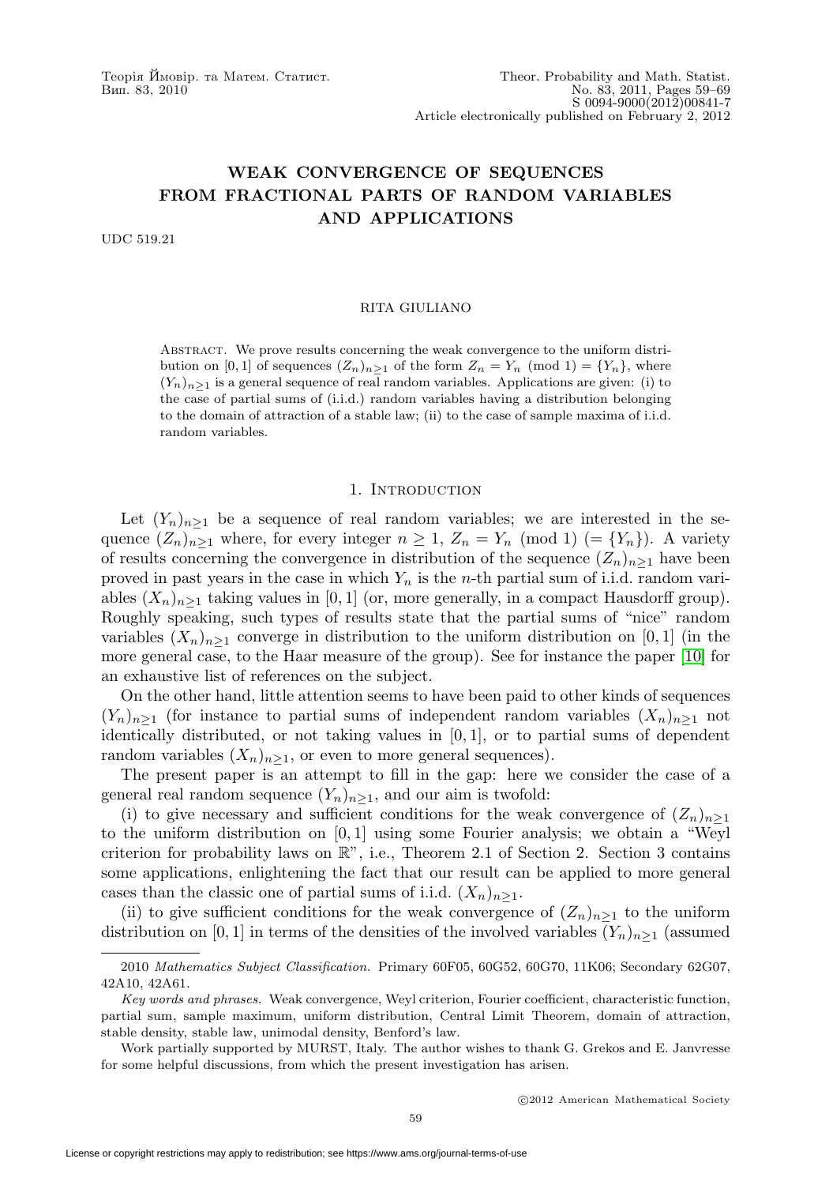# WEAK CONVERGENCE OF SEQUENCES FROM FRACTIONAL PARTS OF RANDOM VARIABLES AND APPLICATIONS

UDC 519.21

RITA GIULIANO

Abstract. We prove results concerning the weak convergence to the uniform distribution on $[0, 1]$ of sequences $(Z_n)_{n\geq 1}$ of the form $Z_n = Y_n \pmod 1 = \{Y_n\}$, where $(Y_n)_{n\geq 1}$ is a general sequence of real random variables. Applications are given: (i) to the case of partial sums of (i.i.d.) random variables having a distribution belonging to the domain of attraction of a stable law; (ii) to the case of sample maxima of i.i.d. random variables.

## 1. Introduction

Let $(Y_n)_{n\geq 1}$ be a sequence of real random variables; we are interested in the sequence $(Z_n)_{n\geq 1}$ where, for every integer $n \geq 1$, $Z_n = Y_n \pmod 1$ $(= \{Y_n\})$. A variety of results concerning the convergence in distribution of the sequence $(Z_n)_{n\geq 1}$ have been proved in past years in the case in which $Y_n$ is the $n$-th partial sum of i.i.d. random variables $(X_n)_{n\geq 1}$ taking values in $[0, 1]$ (or, more generally, in a compact Hausdorff group). Roughly speaking, such types of results state that the partial sums of "nice" random variables $(X_n)_{n\geq 1}$ converge in distribution to the uniform distribution on $[0, 1]$ (in the more general case, to the Haar measure of the group). See for instance the paper [10] for an exhaustive list of references on the subject.

On the other hand, little attention seems to have been paid to other kinds of sequences $(Y_n)_{n\geq 1}$ (for instance to partial sums of independent random variables $(X_n)_{n\geq 1}$ not identically distributed, or not taking values in $[0, 1]$, or to partial sums of dependent random variables $(X_n)_{n\geq 1}$, or even to more general sequences).

The present paper is an attempt to fill in the gap: here we consider the case of a general real random sequence $(Y_n)_{n\geq 1}$, and our aim is twofold:

(i) to give necessary and sufficient conditions for the weak convergence of $(Z_n)_{n\geq 1}$ to the uniform distribution on $[0, 1]$ using some Fourier analysis; we obtain a "Weyl criterion for probability laws on $\mathbb{R}$", i.e., Theorem 2.1 of Section 2. Section 3 contains some applications, enlightening the fact that our result can be applied to more general cases than the classic one of partial sums of i.i.d. $(X_n)_{n\geq 1}$.

(ii) to give sufficient conditions for the weak convergence of $(Z_n)_{n\geq 1}$ to the uniform distribution on $[0, 1]$ in terms of the densities of the involved variables $(Y_n)_{n\geq 1}$ (assumed

---

2010 *Mathematics Subject Classification.* Primary 60F05, 60G52, 60G70, 11K06; Secondary 62G07, 42A10, 42A61.

*Key words and phrases.* Weak convergence, Weyl criterion, Fourier coefficient, characteristic function, partial sum, sample maximum, uniform distribution, Central Limit Theorem, domain of attraction, stable density, stable law, unimodal density, Benford's law.

Work partially supported by MURST, Italy. The author wishes to thank G. Grekos and E. Janvresse for some helpful discussions, from which the present investigation has arisen.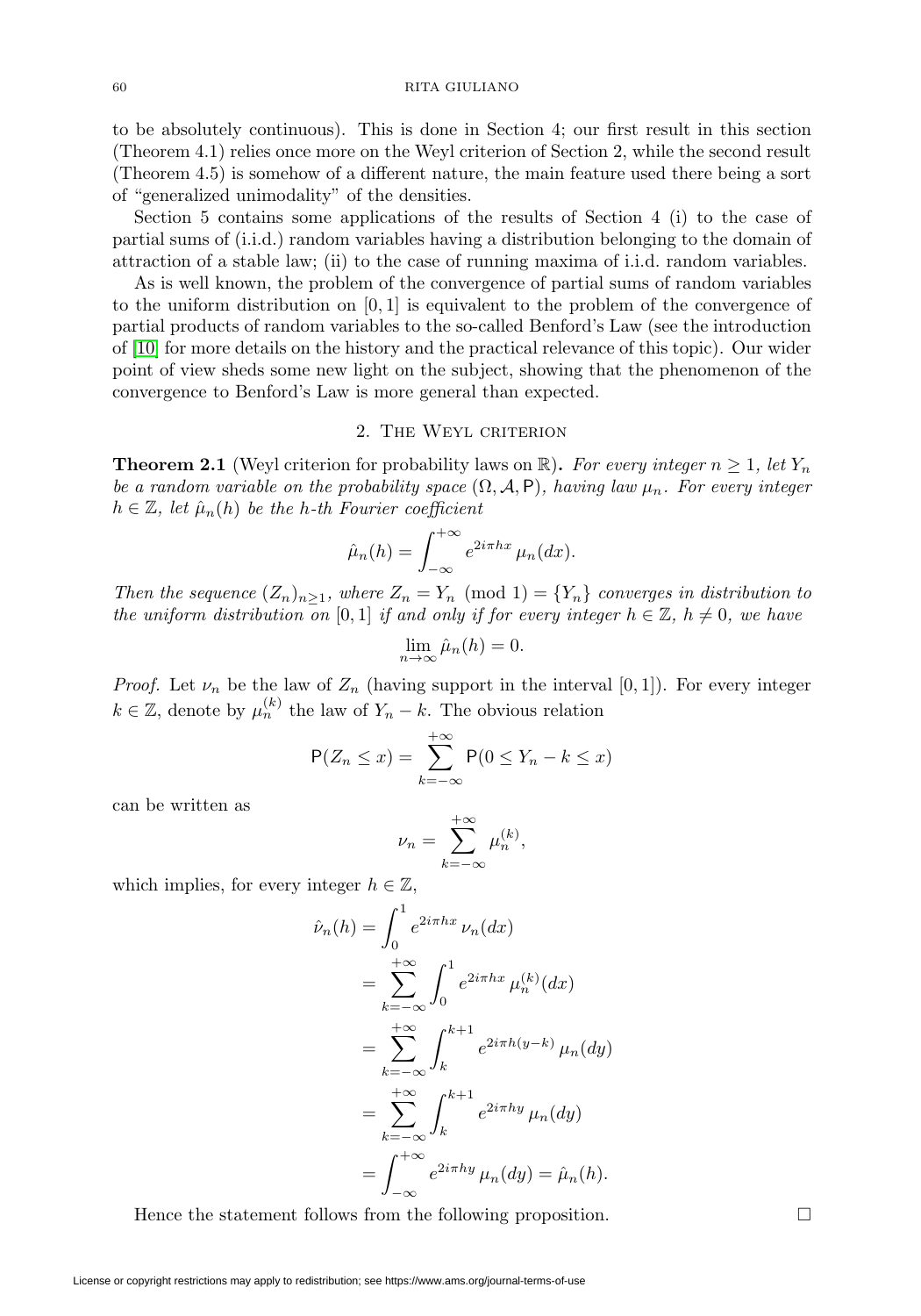to be absolutely continuous). This is done in Section 4; our first result in this section (Theorem 4.1) relies once more on the Weyl criterion of Section 2, while the second result (Theorem 4.5) is somehow of a different nature, the main feature used there being a sort of "generalized unimodality" of the densities.

Section 5 contains some applications of the results of Section 4 (i) to the case of partial sums of (i.i.d.) random variables having a distribution belonging to the domain of attraction of a stable law; (ii) to the case of running maxima of i.i.d. random variables.

As is well known, the problem of the convergence of partial sums of random variables to the uniform distribution on $[0, 1]$ is equivalent to the problem of the convergence of partial products of random variables to the so-called Benford's Law (see the introduction of [10] for more details on the history and the practical relevance of this topic). Our wider point of view sheds some new light on the subject, showing that the phenomenon of the convergence to Benford's Law is more general than expected.

## 2. The Weyl criterion

**Theorem 2.1** (Weyl criterion for probability laws on $\mathbb{R}$)**.** *For every integer $n \geq 1$, let $Y_n$ be a random variable on the probability space $(\Omega, \mathcal{A}, \mathsf{P})$, having law $\mu_n$. For every integer $h \in \mathbb{Z}$, let $\hat{\mu}_n(h)$ be the $h$-th Fourier coefficient*

$$\hat{\mu}_n(h) = \int_{-\infty}^{+\infty} e^{2i\pi hx}\, \mu_n(dx).$$

*Then the sequence $(Z_n)_{n\geq 1}$, where $Z_n = Y_n \pmod 1 = \{Y_n\}$ converges in distribution to the uniform distribution on $[0, 1]$ if and only if for every integer $h \in \mathbb{Z}$, $h \neq 0$, we have*

$$\lim_{n\to\infty} \hat{\mu}_n(h) = 0.$$

*Proof.* Let $\nu_n$ be the law of $Z_n$ (having support in the interval $[0, 1]$). For every integer $k \in \mathbb{Z}$, denote by $\mu_n^{(k)}$ the law of $Y_n - k$. The obvious relation

$$\mathsf{P}(Z_n \leq x) = \sum_{k=-\infty}^{+\infty} \mathsf{P}(0 \leq Y_n - k \leq x)$$

can be written as

$$\nu_n = \sum_{k=-\infty}^{+\infty} \mu_n^{(k)},$$

which implies, for every integer $h \in \mathbb{Z}$,

$$\begin{aligned}
\hat{\nu}_n(h) &= \int_0^1 e^{2i\pi hx}\, \nu_n(dx) \\
&= \sum_{k=-\infty}^{+\infty} \int_0^1 e^{2i\pi hx}\, \mu_n^{(k)}(dx) \\
&= \sum_{k=-\infty}^{+\infty} \int_k^{k+1} e^{2i\pi h(y-k)}\, \mu_n(dy) \\
&= \sum_{k=-\infty}^{+\infty} \int_k^{k+1} e^{2i\pi hy}\, \mu_n(dy) \\
&= \int_{-\infty}^{+\infty} e^{2i\pi hy}\, \mu_n(dy) = \hat{\mu}_n(h).
\end{aligned}$$

Hence the statement follows from the following proposition. $\square$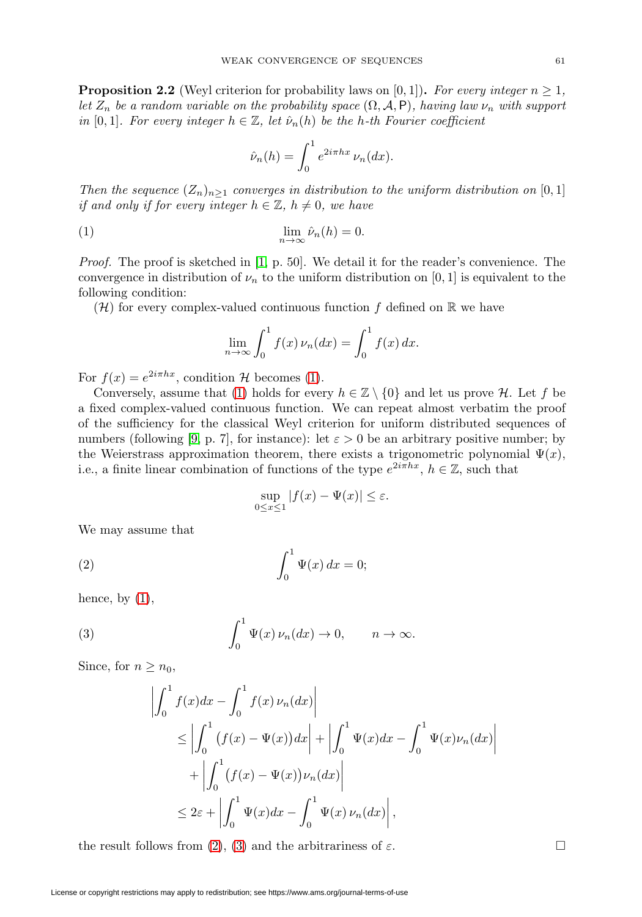**Proposition 2.2** (Weyl criterion for probability laws on $[0,1]$)**.** *For every integer $n \geq 1$, let $Z_n$ be a random variable on the probability space $(\Omega, \mathcal{A}, \mathsf{P})$, having law $\nu_n$ with support in $[0,1]$. For every integer $h \in \mathbb{Z}$, let $\hat{\nu}_n(h)$ be the $h$-th Fourier coefficient*

$$\hat{\nu}_n(h) = \int_0^1 e^{2i\pi hx}\, \nu_n(dx).$$

*Then the sequence $(Z_n)_{n\geq 1}$ converges in distribution to the uniform distribution on $[0,1]$ if and only if for every integer $h \in \mathbb{Z}$, $h \neq 0$, we have*

$$\lim_{n\to\infty} \hat{\nu}_n(h) = 0. \tag{1}$$

*Proof.* The proof is sketched in [1, p. 50]. We detail it for the reader's convenience. The convergence in distribution of $\nu_n$ to the uniform distribution on $[0,1]$ is equivalent to the following condition:

($\mathcal{H}$) for every complex-valued continuous function $f$ defined on $\mathbb{R}$ we have

$$\lim_{n\to\infty} \int_0^1 f(x)\, \nu_n(dx) = \int_0^1 f(x)\, dx.$$

For $f(x) = e^{2i\pi hx}$, condition $\mathcal{H}$ becomes (1).

Conversely, assume that (1) holds for every $h \in \mathbb{Z}\setminus\{0\}$ and let us prove $\mathcal{H}$. Let $f$ be a fixed complex-valued continuous function. We can repeat almost verbatim the proof of the sufficiency for the classical Weyl criterion for uniform distributed sequences of numbers (following [9, p. 7], for instance): let $\varepsilon > 0$ be an arbitrary positive number; by the Weierstrass approximation theorem, there exists a trigonometric polynomial $\Psi(x)$, i.e., a finite linear combination of functions of the type $e^{2i\pi hx}$, $h \in \mathbb{Z}$, such that

$$\sup_{0\leq x\leq 1} |f(x) - \Psi(x)| \leq \varepsilon.$$

We may assume that

$$\int_0^1 \Psi(x)\, dx = 0; \tag{2}$$

hence, by (1),

$$\int_0^1 \Psi(x)\, \nu_n(dx) \to 0, \qquad n \to \infty. \tag{3}$$

Since, for $n \geq n_0$,

$$\begin{aligned}
&\left| \int_0^1 f(x)dx - \int_0^1 f(x)\, \nu_n(dx) \right| \\
&\quad \leq \left| \int_0^1 \big(f(x) - \Psi(x)\big) dx \right| + \left| \int_0^1 \Psi(x)dx - \int_0^1 \Psi(x)\nu_n(dx) \right| \\
&\qquad + \left| \int_0^1 \big(f(x) - \Psi(x)\big)\nu_n(dx) \right| \\
&\quad \leq 2\varepsilon + \left| \int_0^1 \Psi(x)dx - \int_0^1 \Psi(x)\, \nu_n(dx) \right|,
\end{aligned}$$

the result follows from (2), (3) and the arbitrariness of $\varepsilon$. $\square$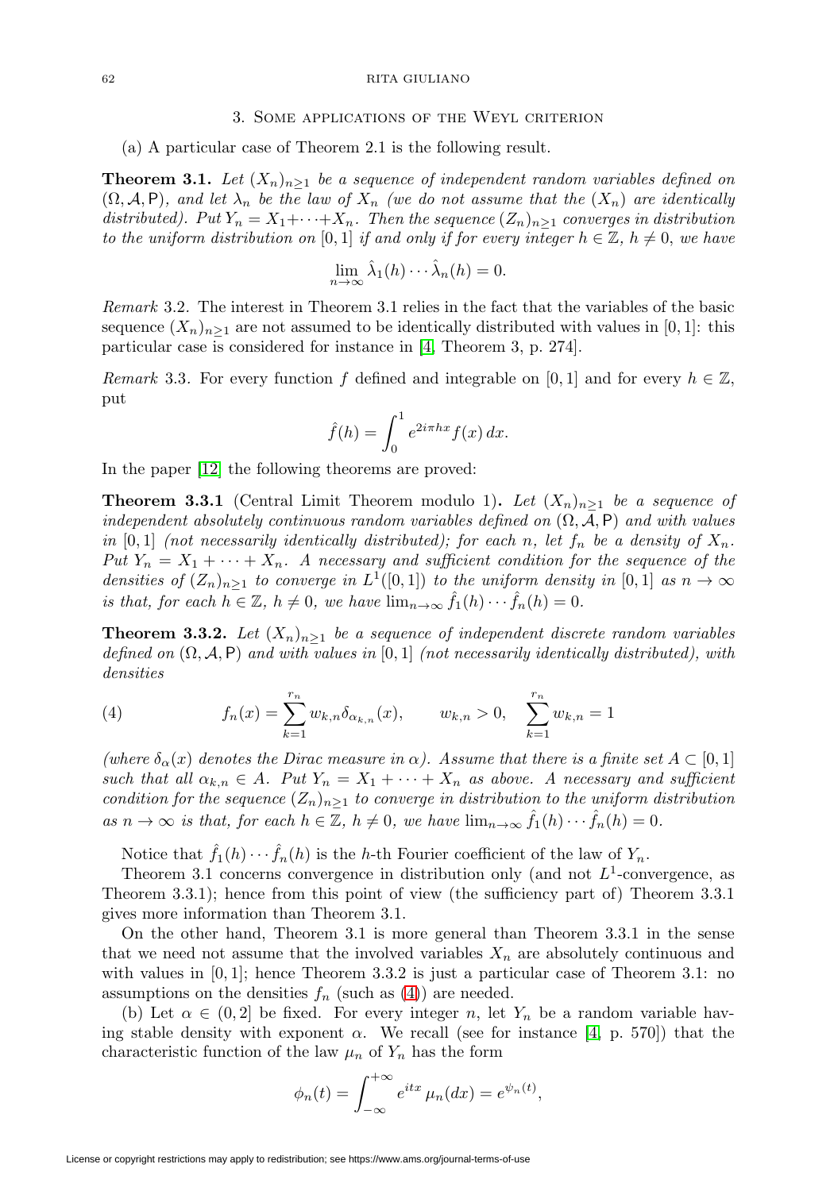## 3. Some applications of the Weyl criterion

(a) A particular case of Theorem 2.1 is the following result.

**Theorem 3.1.** *Let $(X_n)_{n\geq 1}$ be a sequence of independent random variables defined on $(\Omega, \mathcal{A}, \mathsf{P})$, and let $\lambda_n$ be the law of $X_n$ (we do not assume that the $(X_n)$ are identically distributed). Put $Y_n = X_1 + \cdots + X_n$. Then the sequence $(Z_n)_{n\geq 1}$ converges in distribution to the uniform distribution on $[0,1]$ if and only if for every integer $h \in \mathbb{Z}$, $h \neq 0$, we have*

$$\lim_{n\to\infty} \hat{\lambda}_1(h) \cdots \hat{\lambda}_n(h) = 0.$$

*Remark* 3.2. The interest in Theorem 3.1 relies in the fact that the variables of the basic sequence $(X_n)_{n\geq 1}$ are not assumed to be identically distributed with values in $[0,1]$: this particular case is considered for instance in [4, Theorem 3, p. 274].

*Remark* 3.3. For every function $f$ defined and integrable on $[0,1]$ and for every $h \in \mathbb{Z}$, put

$$\hat{f}(h) = \int_0^1 e^{2i\pi hx} f(x)\, dx.$$

In the paper [12] the following theorems are proved:

**Theorem 3.3.1** (Central Limit Theorem modulo 1)**.** *Let $(X_n)_{n\geq 1}$ be a sequence of independent absolutely continuous random variables defined on $(\Omega, \mathcal{A}, \mathsf{P})$ and with values in $[0,1]$ (not necessarily identically distributed); for each $n$, let $f_n$ be a density of $X_n$. Put $Y_n = X_1 + \cdots + X_n$. A necessary and sufficient condition for the sequence of the densities of $(Z_n)_{n\geq 1}$ to converge in $L^1([0,1])$ to the uniform density in $[0,1]$ as $n \to \infty$ is that, for each $h \in \mathbb{Z}$, $h \neq 0$, we have $\lim_{n\to\infty} \hat{f}_1(h) \cdots \hat{f}_n(h) = 0$.*

**Theorem 3.3.2.** *Let $(X_n)_{n\geq 1}$ be a sequence of independent discrete random variables defined on $(\Omega, \mathcal{A}, \mathsf{P})$ and with values in $[0,1]$ (not necessarily identically distributed), with densities*

$$f_n(x) = \sum_{k=1}^{r_n} w_{k,n} \delta_{\alpha_{k,n}}(x), \qquad w_{k,n} > 0, \quad \sum_{k=1}^{r_n} w_{k,n} = 1 \tag{4}$$

*(where $\delta_\alpha(x)$ denotes the Dirac measure in $\alpha$). Assume that there is a finite set $A \subset [0,1]$ such that all $\alpha_{k,n} \in A$. Put $Y_n = X_1 + \cdots + X_n$ as above. A necessary and sufficient condition for the sequence $(Z_n)_{n\geq 1}$ to converge in distribution to the uniform distribution as $n \to \infty$ is that, for each $h \in \mathbb{Z}$, $h \neq 0$, we have $\lim_{n\to\infty} \hat{f}_1(h) \cdots \hat{f}_n(h) = 0$.*

Notice that $\hat{f}_1(h) \cdots \hat{f}_n(h)$ is the $h$-th Fourier coefficient of the law of $Y_n$.

Theorem 3.1 concerns convergence in distribution only (and not $L^1$-convergence, as Theorem 3.3.1); hence from this point of view (the sufficiency part of) Theorem 3.3.1 gives more information than Theorem 3.1.

On the other hand, Theorem 3.1 is more general than Theorem 3.3.1 in the sense that we need not assume that the involved variables $X_n$ are absolutely continuous and with values in $[0,1]$; hence Theorem 3.3.2 is just a particular case of Theorem 3.1: no assumptions on the densities $f_n$ (such as (4)) are needed.

(b) Let $\alpha \in (0,2]$ be fixed. For every integer $n$, let $Y_n$ be a random variable having stable density with exponent $\alpha$. We recall (see for instance [4, p. 570]) that the characteristic function of the law $\mu_n$ of $Y_n$ has the form

$$\phi_n(t) = \int_{-\infty}^{+\infty} e^{itx}\, \mu_n(dx) = e^{\psi_n(t)},$$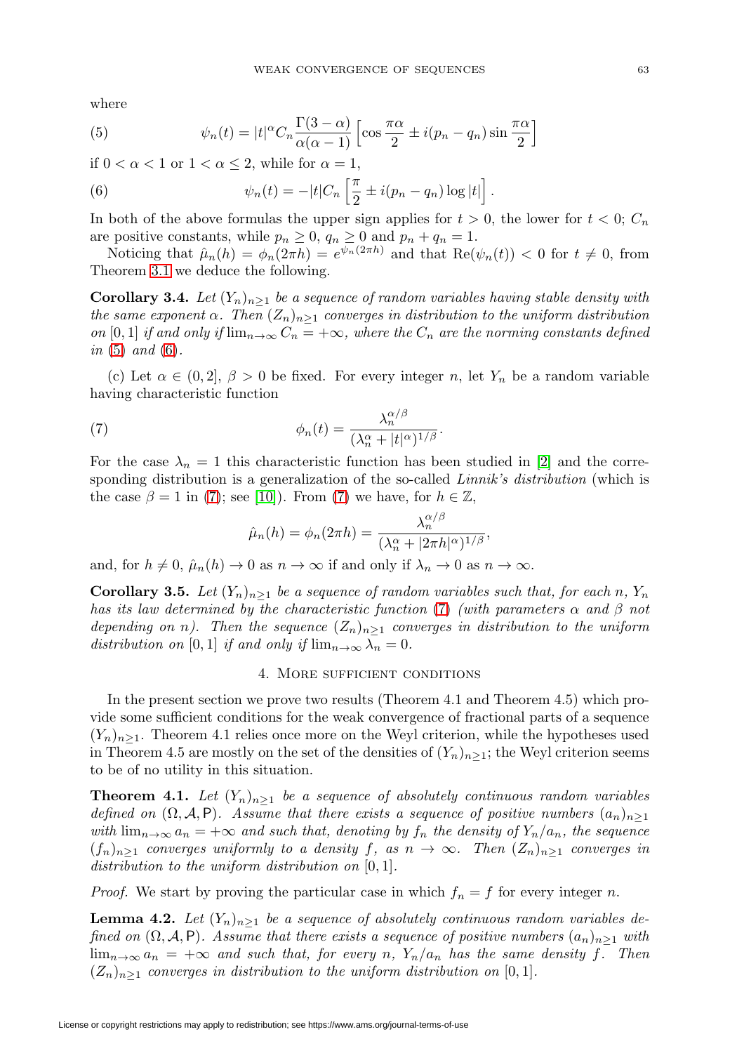where

$$\psi_n(t) = |t|^\alpha C_n \frac{\Gamma(3-\alpha)}{\alpha(\alpha-1)} \left[\cos\frac{\pi\alpha}{2} \pm i(p_n - q_n)\sin\frac{\pi\alpha}{2}\right] \tag{5}$$

if $0 < \alpha < 1$ or $1 < \alpha \leq 2$, while for $\alpha = 1$,

$$\psi_n(t) = -|t| C_n \left[\frac{\pi}{2} \pm i(p_n - q_n)\log|t|\right]. \tag{6}$$

In both of the above formulas the upper sign applies for $t > 0$, the lower for $t < 0$; $C_n$ are positive constants, while $p_n \geq 0$, $q_n \geq 0$ and $p_n + q_n = 1$.

Noticing that $\hat{\mu}_n(h) = \phi_n(2\pi h) = e^{\psi_n(2\pi h)}$ and that $\mathrm{Re}(\psi_n(t)) < 0$ for $t \neq 0$, from Theorem 3.1 we deduce the following.

**Corollary 3.4.** *Let $(Y_n)_{n\geq 1}$ be a sequence of random variables having stable density with the same exponent $\alpha$. Then $(Z_n)_{n\geq 1}$ converges in distribution to the uniform distribution on $[0,1]$ if and only if $\lim_{n\to\infty} C_n = +\infty$, where the $C_n$ are the norming constants defined in (5) and (6).*

(c) Let $\alpha \in (0, 2]$, $\beta > 0$ be fixed. For every integer $n$, let $Y_n$ be a random variable having characteristic function

$$\phi_n(t) = \frac{\lambda_n^{\alpha/\beta}}{(\lambda_n^\alpha + |t|^\alpha)^{1/\beta}}. \tag{7}$$

For the case $\lambda_n = 1$ this characteristic function has been studied in [2] and the corresponding distribution is a generalization of the so-called *Linnik's distribution* (which is the case $\beta = 1$ in (7); see [10]). From (7) we have, for $h \in \mathbb{Z}$,

$$\hat{\mu}_n(h) = \phi_n(2\pi h) = \frac{\lambda_n^{\alpha/\beta}}{(\lambda_n^\alpha + |2\pi h|^\alpha)^{1/\beta}},$$

and, for $h \neq 0$, $\hat{\mu}_n(h) \to 0$ as $n \to \infty$ if and only if $\lambda_n \to 0$ as $n \to \infty$.

**Corollary 3.5.** *Let $(Y_n)_{n\geq 1}$ be a sequence of random variables such that, for each $n$, $Y_n$ has its law determined by the characteristic function (7) (with parameters $\alpha$ and $\beta$ not depending on $n$). Then the sequence $(Z_n)_{n\geq 1}$ converges in distribution to the uniform distribution on $[0,1]$ if and only if $\lim_{n\to\infty} \lambda_n = 0$.*

## 4. More sufficient conditions

In the present section we prove two results (Theorem 4.1 and Theorem 4.5) which provide some sufficient conditions for the weak convergence of fractional parts of a sequence $(Y_n)_{n\geq 1}$. Theorem 4.1 relies once more on the Weyl criterion, while the hypotheses used in Theorem 4.5 are mostly on the set of the densities of $(Y_n)_{n\geq 1}$; the Weyl criterion seems to be of no utility in this situation.

**Theorem 4.1.** *Let $(Y_n)_{n\geq 1}$ be a sequence of absolutely continuous random variables defined on $(\Omega, \mathcal{A}, \mathsf{P})$. Assume that there exists a sequence of positive numbers $(a_n)_{n\geq 1}$ with $\lim_{n\to\infty} a_n = +\infty$ and such that, denoting by $f_n$ the density of $Y_n/a_n$, the sequence $(f_n)_{n\geq 1}$ converges uniformly to a density $f$, as $n \to \infty$. Then $(Z_n)_{n\geq 1}$ converges in distribution to the uniform distribution on $[0,1]$.*

*Proof.* We start by proving the particular case in which $f_n = f$ for every integer $n$.

**Lemma 4.2.** *Let $(Y_n)_{n\geq 1}$ be a sequence of absolutely continuous random variables defined on $(\Omega, \mathcal{A}, \mathsf{P})$. Assume that there exists a sequence of positive numbers $(a_n)_{n\geq 1}$ with $\lim_{n\to\infty} a_n = +\infty$ and such that, for every $n$, $Y_n/a_n$ has the same density $f$. Then $(Z_n)_{n\geq 1}$ converges in distribution to the uniform distribution on $[0,1]$.*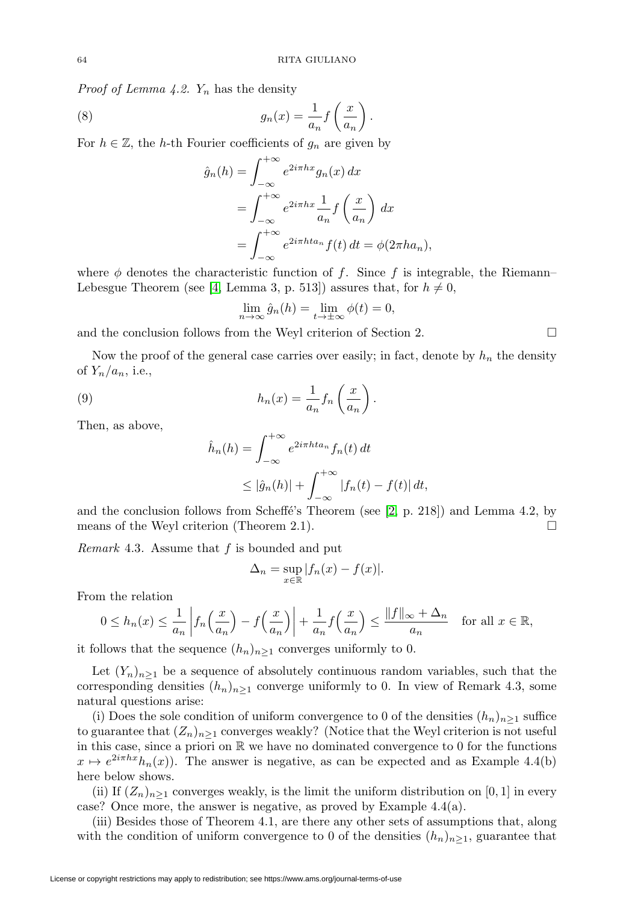*Proof of Lemma 4.2.* $Y_n$ has the density

$$g_n(x) = \frac{1}{a_n} f\left(\frac{x}{a_n}\right). \tag{8}$$

For $h \in \mathbb{Z}$, the $h$-th Fourier coefficients of $g_n$ are given by

$$\begin{aligned}
\hat{g}_n(h) &= \int_{-\infty}^{+\infty} e^{2i\pi hx} g_n(x)\, dx \\
&= \int_{-\infty}^{+\infty} e^{2i\pi hx} \frac{1}{a_n} f\left(\frac{x}{a_n}\right) dx \\
&= \int_{-\infty}^{+\infty} e^{2i\pi hta_n} f(t)\, dt = \phi(2\pi h a_n),
\end{aligned}$$

where $\phi$ denotes the characteristic function of $f$. Since $f$ is integrable, the Riemann–Lebesgue Theorem (see [4, Lemma 3, p. 513]) assures that, for $h \neq 0$,

$$\lim_{n\to\infty} \hat{g}_n(h) = \lim_{t \to \pm\infty} \phi(t) = 0,$$

and the conclusion follows from the Weyl criterion of Section 2. $\square$

Now the proof of the general case carries over easily; in fact, denote by $h_n$ the density of $Y_n/a_n$, i.e.,

$$h_n(x) = \frac{1}{a_n} f_n\left(\frac{x}{a_n}\right). \tag{9}$$

Then, as above,

$$\begin{aligned}
\hat{h}_n(h) &= \int_{-\infty}^{+\infty} e^{2i\pi hta_n} f_n(t)\, dt \\
&\leq |\hat{g}_n(h)| + \int_{-\infty}^{+\infty} |f_n(t) - f(t)|\, dt,
\end{aligned}$$

and the conclusion follows from Scheffé's Theorem (see [2, p. 218]) and Lemma 4.2, by means of the Weyl criterion (Theorem 2.1). $\square$

*Remark* 4.3. Assume that $f$ is bounded and put

$$\Delta_n = \sup_{x\in\mathbb{R}} |f_n(x) - f(x)|.$$

From the relation

$$0 \leq h_n(x) \leq \frac{1}{a_n}\left| f_n\Big(\frac{x}{a_n}\Big) - f\Big(\frac{x}{a_n}\Big)\right| + \frac{1}{a_n} f\Big(\frac{x}{a_n}\Big) \leq \frac{\|f\|_\infty + \Delta_n}{a_n} \quad \text{for all } x \in \mathbb{R},$$

it follows that the sequence $(h_n)_{n\geq 1}$ converges uniformly to 0.

Let $(Y_n)_{n\geq 1}$ be a sequence of absolutely continuous random variables, such that the corresponding densities $(h_n)_{n\geq 1}$ converge uniformly to 0. In view of Remark 4.3, some natural questions arise:

(i) Does the sole condition of uniform convergence to 0 of the densities $(h_n)_{n\geq 1}$ suffice to guarantee that $(Z_n)_{n\geq 1}$ converges weakly? (Notice that the Weyl criterion is not useful in this case, since a priori on $\mathbb{R}$ we have no dominated convergence to 0 for the functions $x \mapsto e^{2i\pi hx} h_n(x)$). The answer is negative, as can be expected and as Example 4.4(b) here below shows.

(ii) If $(Z_n)_{n\geq 1}$ converges weakly, is the limit the uniform distribution on $[0, 1]$ in every case? Once more, the answer is negative, as proved by Example 4.4(a).

(iii) Besides those of Theorem 4.1, are there any other sets of assumptions that, along with the condition of uniform convergence to 0 of the densities $(h_n)_{n\geq 1}$, guarantee that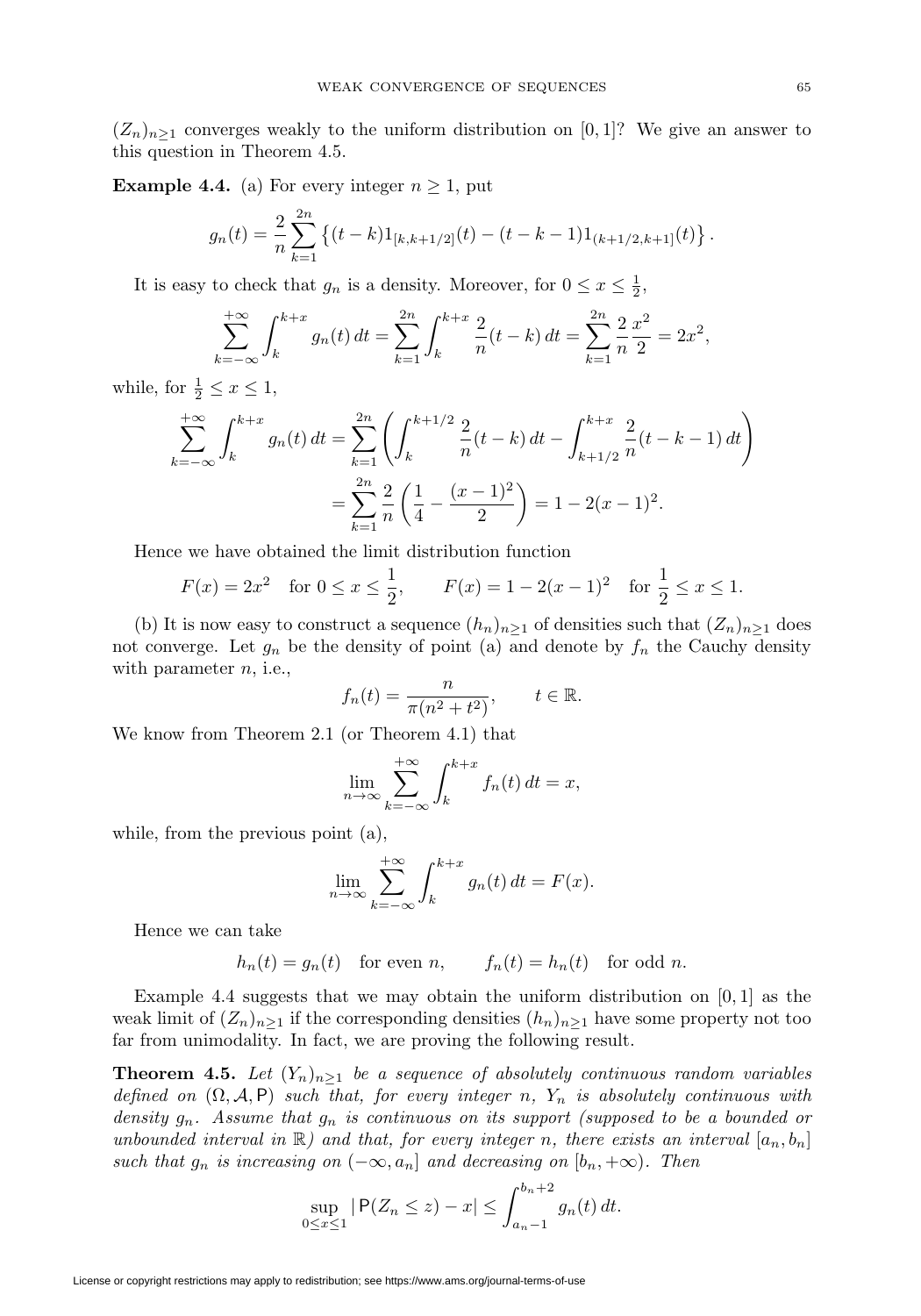$(Z_n)_{n\geq 1}$ converges weakly to the uniform distribution on $[0,1]$? We give an answer to this question in Theorem 4.5.

**Example 4.4.** (a) For every integer $n \geq 1$, put

$$g_n(t) = \frac{2}{n}\sum_{k=1}^{2n}\left\{(t-k)1_{[k,k+1/2]}(t) - (t-k-1)1_{(k+1/2,k+1]}(t)\right\}.$$

It is easy to check that $g_n$ is a density. Moreover, for $0 \leq x \leq \frac{1}{2}$,

$$\sum_{k=-\infty}^{+\infty}\int_k^{k+x} g_n(t)\,dt = \sum_{k=1}^{2n}\int_k^{k+x}\frac{2}{n}(t-k)\,dt = \sum_{k=1}^{2n}\frac{2}{n}\frac{x^2}{2} = 2x^2,$$

while, for $\frac{1}{2} \leq x \leq 1$,

$$\begin{aligned}\sum_{k=-\infty}^{+\infty}\int_k^{k+x} g_n(t)\,dt &= \sum_{k=1}^{2n}\left(\int_k^{k+1/2}\frac{2}{n}(t-k)\,dt - \int_{k+1/2}^{k+x}\frac{2}{n}(t-k-1)\,dt\right)\\ &= \sum_{k=1}^{2n}\frac{2}{n}\left(\frac{1}{4} - \frac{(x-1)^2}{2}\right) = 1 - 2(x-1)^2.\end{aligned}$$

Hence we have obtained the limit distribution function

$$F(x) = 2x^2 \quad \text{for } 0 \leq x \leq \frac{1}{2}, \qquad F(x) = 1 - 2(x-1)^2 \quad \text{for } \frac{1}{2} \leq x \leq 1.$$

(b) It is now easy to construct a sequence $(h_n)_{n\geq 1}$ of densities such that $(Z_n)_{n\geq 1}$ does not converge. Let $g_n$ be the density of point (a) and denote by $f_n$ the Cauchy density with parameter $n$, i.e.,

$$f_n(t) = \frac{n}{\pi(n^2+t^2)}, \qquad t \in \mathbb{R}.$$

We know from Theorem 2.1 (or Theorem 4.1) that

$$\lim_{n\to\infty}\sum_{k=-\infty}^{+\infty}\int_k^{k+x} f_n(t)\,dt = x,$$

while, from the previous point (a),

$$\lim_{n\to\infty}\sum_{k=-\infty}^{+\infty}\int_k^{k+x} g_n(t)\,dt = F(x).$$

Hence we can take

$$h_n(t) = g_n(t) \quad \text{for even } n, \qquad f_n(t) = h_n(t) \quad \text{for odd } n.$$

Example 4.4 suggests that we may obtain the uniform distribution on $[0,1]$ as the weak limit of $(Z_n)_{n\geq 1}$ if the corresponding densities $(h_n)_{n\geq 1}$ have some property not too far from unimodality. In fact, we are proving the following result.

**Theorem 4.5.** *Let $(Y_n)_{n\geq 1}$ be a sequence of absolutely continuous random variables defined on $(\Omega, \mathcal{A}, \mathsf{P})$ such that, for every integer $n$, $Y_n$ is absolutely continuous with density $g_n$. Assume that $g_n$ is continuous on its support (supposed to be a bounded or unbounded interval in $\mathbb{R}$) and that, for every integer $n$, there exists an interval $[a_n, b_n]$ such that $g_n$ is increasing on $(-\infty, a_n]$ and decreasing on $[b_n, +\infty)$. Then*

$$\sup_{0\leq x\leq 1}|\,\mathsf{P}(Z_n \leq z) - x| \leq \int_{a_n-1}^{b_n+2} g_n(t)\,dt.$$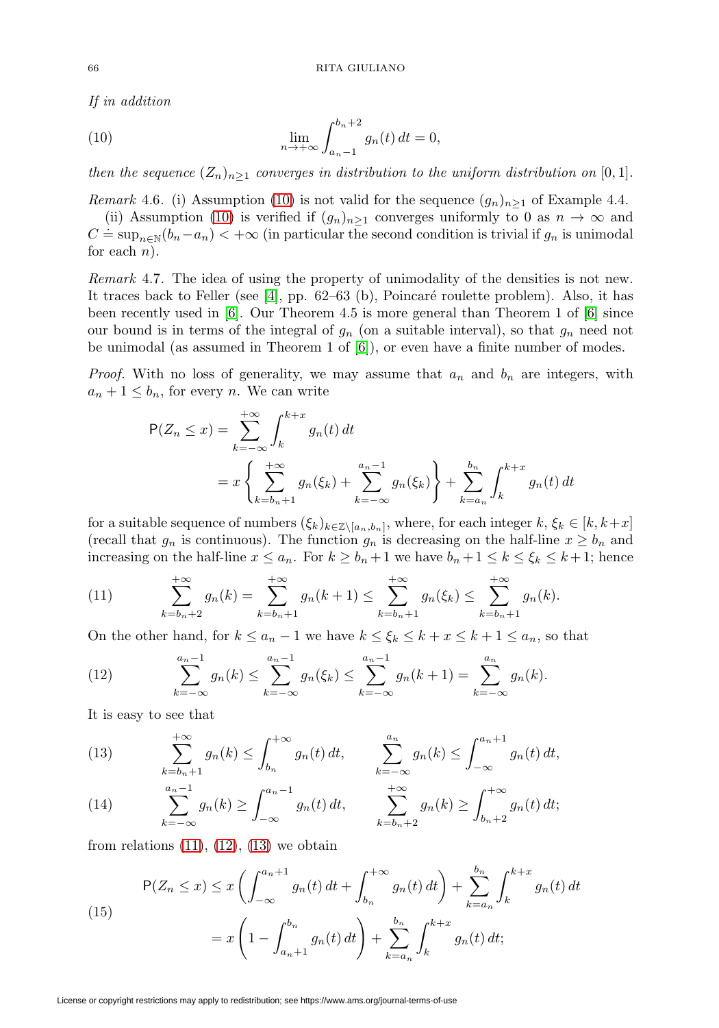*If in addition*

$$\lim_{n\to+\infty}\int_{a_n-1}^{b_n+2} g_n(t)\,dt = 0, \tag{10}$$

*then the sequence $(Z_n)_{n\ge1}$ converges in distribution to the uniform distribution on $[0,1]$.*

*Remark* 4.6. (i) Assumption (10) is not valid for the sequence $(g_n)_{n\ge1}$ of Example 4.4.

(ii) Assumption (10) is verified if $(g_n)_{n\ge1}$ converges uniformly to 0 as $n\to\infty$ and $C \doteq \sup_{n\in\mathbb{N}}(b_n-a_n) < +\infty$ (in particular the second condition is trivial if $g_n$ is unimodal for each $n$).

*Remark* 4.7. The idea of using the property of unimodality of the densities is not new. It traces back to Feller (see [4], pp. 62–63 (b), Poincaré roulette problem). Also, it has been recently used in [6]. Our Theorem 4.5 is more general than Theorem 1 of [6] since our bound is in terms of the integral of $g_n$ (on a suitable interval), so that $g_n$ need not be unimodal (as assumed in Theorem 1 of [6]), or even have a finite number of modes.

*Proof.* With no loss of generality, we may assume that $a_n$ and $b_n$ are integers, with $a_n+1\le b_n$, for every $n$. We can write

$$\begin{aligned}
\mathsf{P}(Z_n\le x) &= \sum_{k=-\infty}^{+\infty}\int_k^{k+x} g_n(t)\,dt\\
&= x\left\{\sum_{k=b_n+1}^{+\infty} g_n(\xi_k) + \sum_{k=-\infty}^{a_n-1} g_n(\xi_k)\right\} + \sum_{k=a_n}^{b_n}\int_k^{k+x} g_n(t)\,dt
\end{aligned}$$

for a suitable sequence of numbers $(\xi_k)_{k\in\mathbb{Z}\setminus[a_n,b_n]}$, where, for each integer $k$, $\xi_k\in[k,k+x]$ (recall that $g_n$ is continuous). The function $g_n$ is decreasing on the half-line $x\ge b_n$ and increasing on the half-line $x\le a_n$. For $k\ge b_n+1$ we have $b_n+1\le k\le \xi_k\le k+1$; hence

$$\sum_{k=b_n+2}^{+\infty} g_n(k) = \sum_{k=b_n+1}^{+\infty} g_n(k+1) \le \sum_{k=b_n+1}^{+\infty} g_n(\xi_k) \le \sum_{k=b_n+1}^{+\infty} g_n(k). \tag{11}$$

On the other hand, for $k\le a_n-1$ we have $k\le\xi_k\le k+x\le k+1\le a_n$, so that

$$\sum_{k=-\infty}^{a_n-1} g_n(k) \le \sum_{k=-\infty}^{a_n-1} g_n(\xi_k) \le \sum_{k=-\infty}^{a_n-1} g_n(k+1) = \sum_{k=-\infty}^{a_n} g_n(k). \tag{12}$$

It is easy to see that

$$\sum_{k=b_n+1}^{+\infty} g_n(k) \le \int_{b_n}^{+\infty} g_n(t)\,dt, \qquad \sum_{k=-\infty}^{a_n} g_n(k) \le \int_{-\infty}^{a_n+1} g_n(t)\,dt, \tag{13}$$

$$\sum_{k=-\infty}^{a_n-1} g_n(k) \ge \int_{-\infty}^{a_n-1} g_n(t)\,dt, \qquad \sum_{k=b_n+2}^{+\infty} g_n(k) \ge \int_{b_n+2}^{+\infty} g_n(t)\,dt; \tag{14}$$

from relations (11), (12), (13) we obtain

$$\begin{aligned}
\mathsf{P}(Z_n\le x) &\le x\left(\int_{-\infty}^{a_n+1} g_n(t)\,dt + \int_{b_n}^{+\infty} g_n(t)\,dt\right) + \sum_{k=a_n}^{b_n}\int_k^{k+x} g_n(t)\,dt\\
&= x\left(1-\int_{a_n+1}^{b_n} g_n(t)\,dt\right) + \sum_{k=a_n}^{b_n}\int_k^{k+x} g_n(t)\,dt;
\end{aligned} \tag{15}$$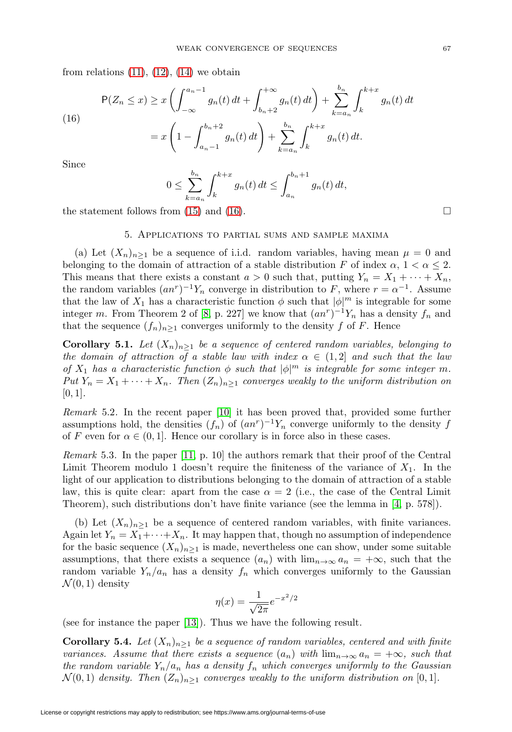from relations (11), (12), (14) we obtain

$$
\begin{aligned}
\mathsf{P}(Z_n \le x) &\ge x\left(\int_{-\infty}^{a_n-1} g_n(t)\,dt + \int_{b_n+2}^{+\infty} g_n(t)\,dt\right) + \sum_{k=a_n}^{b_n}\int_k^{k+x} g_n(t)\,dt \\
&= x\left(1 - \int_{a_n-1}^{b_n+2} g_n(t)\,dt\right) + \sum_{k=a_n}^{b_n}\int_k^{k+x} g_n(t)\,dt.
\end{aligned} \tag{16}
$$

Since

$$
0 \le \sum_{k=a_n}^{b_n}\int_k^{k+x} g_n(t)\,dt \le \int_{a_n}^{b_n+1} g_n(t)\,dt,
$$

the statement follows from (15) and (16). ∎

## 5. Applications to partial sums and sample maxima

(a) Let $(X_n)_{n\ge1}$ be a sequence of i.i.d. random variables, having mean $\mu = 0$ and belonging to the domain of attraction of a stable distribution $F$ of index $\alpha$, $1 < \alpha \le 2$. This means that there exists a constant $a > 0$ such that, putting $Y_n = X_1 + \cdots + X_n$, the random variables $(an^r)^{-1}Y_n$ converge in distribution to $F$, where $r = \alpha^{-1}$. Assume that the law of $X_1$ has a characteristic function $\phi$ such that $|\phi|^m$ is integrable for some integer $m$. From Theorem 2 of [8, p. 227] we know that $(an^r)^{-1}Y_n$ has a density $f_n$ and that the sequence $(f_n)_{n\ge1}$ converges uniformly to the density $f$ of $F$. Hence

**Corollary 5.1.** *Let $(X_n)_{n\ge1}$ be a sequence of centered random variables, belonging to the domain of attraction of a stable law with index $\alpha \in (1, 2]$ and such that the law of $X_1$ has a characteristic function $\phi$ such that $|\phi|^m$ is integrable for some integer $m$. Put $Y_n = X_1 + \cdots + X_n$. Then $(Z_n)_{n\ge1}$ converges weakly to the uniform distribution on $[0, 1]$.*

*Remark* 5.2. In the recent paper [10] it has been proved that, provided some further assumptions hold, the densities $(f_n)$ of $(an^r)^{-1}Y_n$ converge uniformly to the density $f$ of $F$ even for $\alpha \in (0, 1]$. Hence our corollary is in force also in these cases.

*Remark* 5.3. In the paper [11, p. 10] the authors remark that their proof of the Central Limit Theorem modulo 1 doesn't require the finiteness of the variance of $X_1$. In the light of our application to distributions belonging to the domain of attraction of a stable law, this is quite clear: apart from the case $\alpha = 2$ (i.e., the case of the Central Limit Theorem), such distributions don't have finite variance (see the lemma in [4, p. 578]).

(b) Let $(X_n)_{n\ge1}$ be a sequence of centered random variables, with finite variances. Again let $Y_n = X_1 + \cdots + X_n$. It may happen that, though no assumption of independence for the basic sequence $(X_n)_{n\ge1}$ is made, nevertheless one can show, under some suitable assumptions, that there exists a sequence $(a_n)$ with $\lim_{n\to\infty} a_n = +\infty$, such that the random variable $Y_n/a_n$ has a density $f_n$ which converges uniformly to the Gaussian $\mathcal{N}(0, 1)$ density

$$
\eta(x) = \frac{1}{\sqrt{2\pi}} e^{-x^2/2}
$$

(see for instance the paper [13]). Thus we have the following result.

**Corollary 5.4.** *Let $(X_n)_{n\ge1}$ be a sequence of random variables, centered and with finite variances. Assume that there exists a sequence $(a_n)$ with $\lim_{n\to\infty} a_n = +\infty$, such that the random variable $Y_n/a_n$ has a density $f_n$ which converges uniformly to the Gaussian $\mathcal{N}(0, 1)$ density. Then $(Z_n)_{n\ge1}$ converges weakly to the uniform distribution on $[0, 1]$.*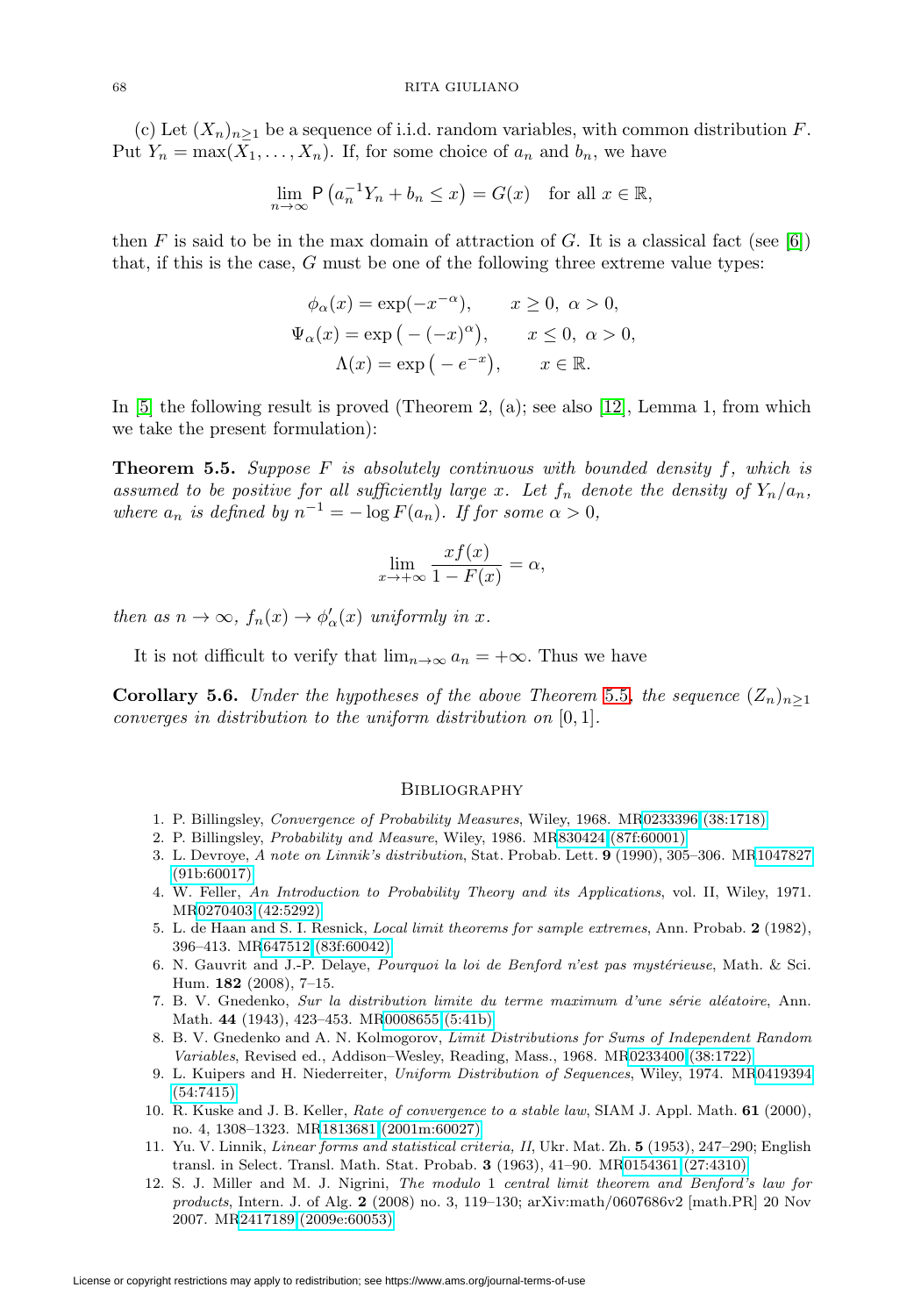(c) Let $(X_n)_{n\geq 1}$ be a sequence of i.i.d. random variables, with common distribution $F$. Put $Y_n = \max(X_1, \ldots, X_n)$. If, for some choice of $a_n$ and $b_n$, we have

$$\lim_{n\to\infty} \mathsf{P}\left(a_n^{-1} Y_n + b_n \leq x\right) = G(x) \quad \text{for all } x \in \mathbb{R},$$

then $F$ is said to be in the max domain of attraction of $G$. It is a classical fact (see [6]) that, if this is the case, $G$ must be one of the following three extreme value types:

$$\phi_\alpha(x) = \exp(-x^{-\alpha}), \qquad x \geq 0,\ \alpha > 0,$$
$$\Psi_\alpha(x) = \exp\big(-(-x)^\alpha\big), \qquad x \leq 0,\ \alpha > 0,$$
$$\Lambda(x) = \exp\big(-e^{-x}\big), \qquad x \in \mathbb{R}.$$

In [5] the following result is proved (Theorem 2, (a); see also [12], Lemma 1, from which we take the present formulation):

**Theorem 5.5.** *Suppose $F$ is absolutely continuous with bounded density $f$, which is assumed to be positive for all sufficiently large $x$. Let $f_n$ denote the density of $Y_n/a_n$, where $a_n$ is defined by $n^{-1} = -\log F(a_n)$. If for some $\alpha > 0$,*

$$\lim_{x\to+\infty} \frac{xf(x)}{1 - F(x)} = \alpha,$$

*then as $n \to \infty$, $f_n(x) \to \phi'_\alpha(x)$ uniformly in $x$.*

It is not difficult to verify that $\lim_{n\to\infty} a_n = +\infty$. Thus we have

**Corollary 5.6.** *Under the hypotheses of the above Theorem 5.5, the sequence $(Z_n)_{n\geq 1}$ converges in distribution to the uniform distribution on $[0, 1]$.*

## Bibliography

1. P. Billingsley, *Convergence of Probability Measures*, Wiley, 1968. MR0233396 (38:1718)
2. P. Billingsley, *Probability and Measure*, Wiley, 1986. MR830424 (87f:60001)
3. L. Devroye, *A note on Linnik's distribution*, Stat. Probab. Lett. **9** (1990), 305–306. MR1047827 (91b:60017)
4. W. Feller, *An Introduction to Probability Theory and its Applications*, vol. II, Wiley, 1971. MR0270403 (42:5292)
5. L. de Haan and S. I. Resnick, *Local limit theorems for sample extremes*, Ann. Probab. **2** (1982), 396–413. MR647512 (83f:60042)
6. N. Gauvrit and J.-P. Delaye, *Pourquoi la loi de Benford n'est pas mystérieuse*, Math. & Sci. Hum. **182** (2008), 7–15.
7. B. V. Gnedenko, *Sur la distribution limite du terme maximum d'une série aléatoire*, Ann. Math. **44** (1943), 423–453. MR0008655 (5:41b)
8. B. V. Gnedenko and A. N. Kolmogorov, *Limit Distributions for Sums of Independent Random Variables*, Revised ed., Addison–Wesley, Reading, Mass., 1968. MR0233400 (38:1722)
9. L. Kuipers and H. Niederreiter, *Uniform Distribution of Sequences*, Wiley, 1974. MR0419394 (54:7415)
10. R. Kuske and J. B. Keller, *Rate of convergence to a stable law*, SIAM J. Appl. Math. **61** (2000), no. 4, 1308–1323. MR1813681 (2001m:60027)
11. Yu. V. Linnik, *Linear forms and statistical criteria, II*, Ukr. Mat. Zh. **5** (1953), 247–290; English transl. in Select. Transl. Math. Stat. Probab. **3** (1963), 41–90. MR0154361 (27:4310)
12. S. J. Miller and M. J. Nigrini, *The modulo 1 central limit theorem and Benford's law for products*, Intern. J. of Alg. **2** (2008) no. 3, 119–130; arXiv:math/0607686v2 [math.PR] 20 Nov 2007. MR2417189 (2009e:60053)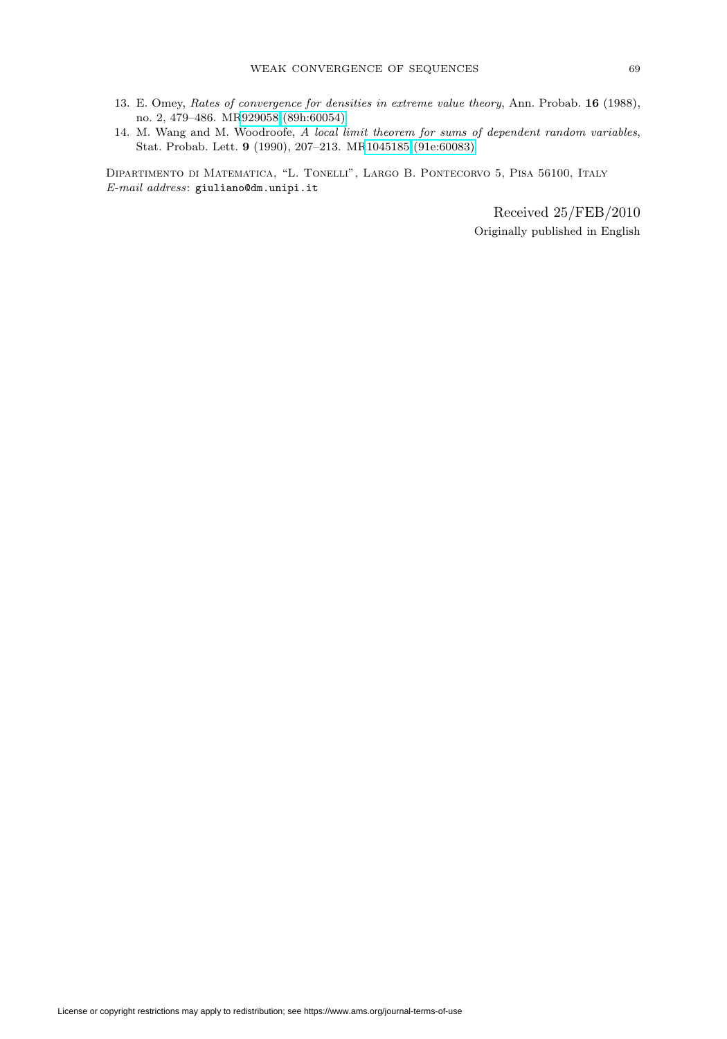13. E. Omey, *Rates of convergence for densities in extreme value theory*, Ann. Probab. **16** (1988), no. 2, 479–486. MR929058 (89h:60054)
14. M. Wang and M. Woodroofe, *A local limit theorem for sums of dependent random variables*, Stat. Probab. Lett. **9** (1990), 207–213. MR1045185 (91e:60083)

Dipartimento di Matematica, "L. Tonelli", Largo B. Pontecorvo 5, Pisa 56100, Italy
*E-mail address*: giuliano@dm.unipi.it

Received 25/FEB/2010
Originally published in English